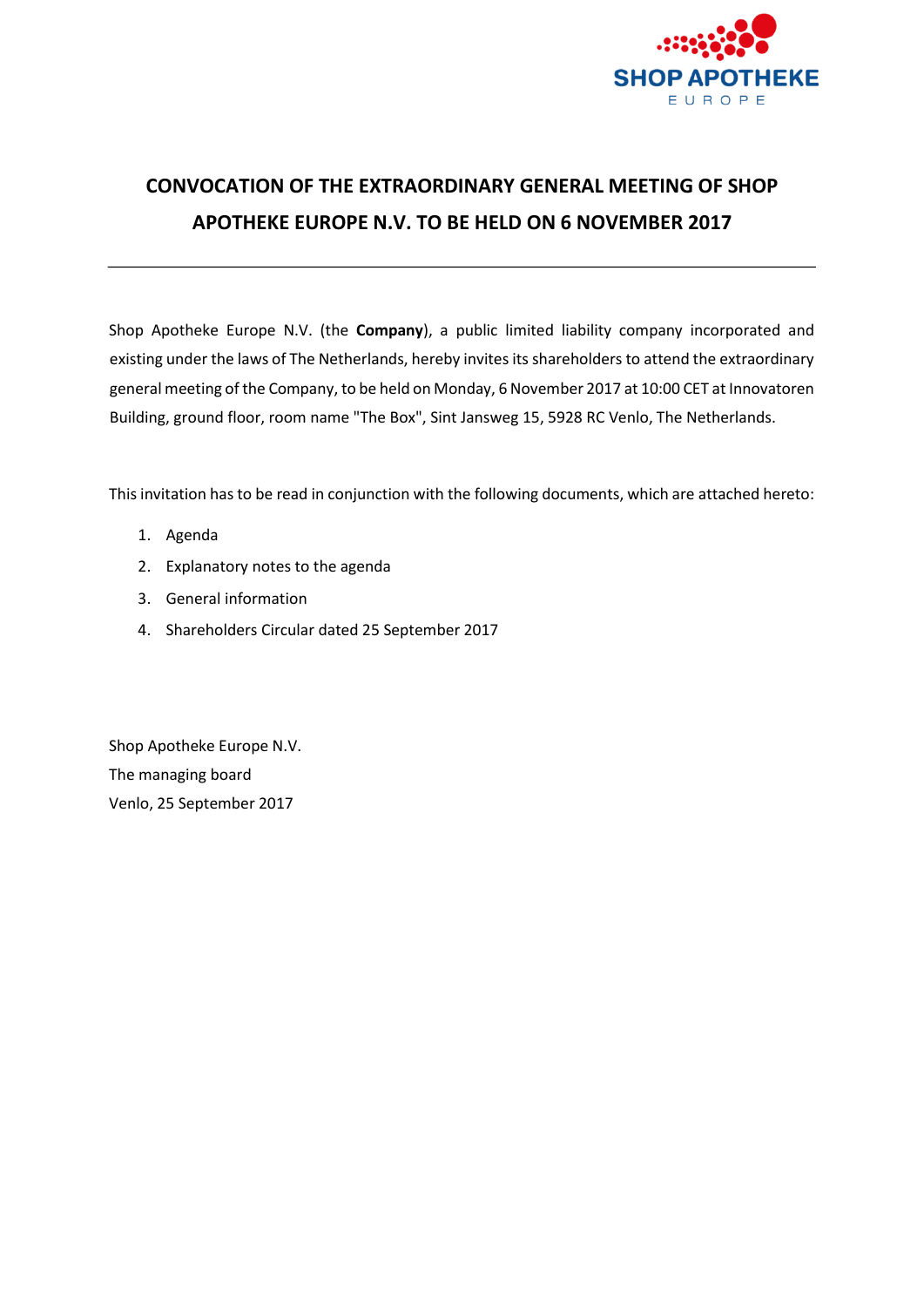# CONVOCATION OF THE EXTRAORDINARY GENERAL MEETING OF SHOP APOTHEKE EUROPE N.V. TO BE HELD ON 6 NOVEMBER 2017

---

Shop Apotheke Europe N.V. (the **Company**), a public limited liability company incorporated and existing under the laws of The Netherlands, hereby invites its shareholders to attend the extraordinary general meeting of the Company, to be held on Monday, 6 November 2017 at 10:00 CET at Innovatoren Building, ground floor, room name "The Box", Sint Jansweg 15, 5928 RC Venlo, The Netherlands.

This invitation has to be read in conjunction with the following documents, which are attached hereto:

1. Agenda
2. Explanatory notes to the agenda
3. General information
4. Shareholders Circular dated 25 September 2017

Shop Apotheke Europe N.V.
The managing board
Venlo, 25 September 2017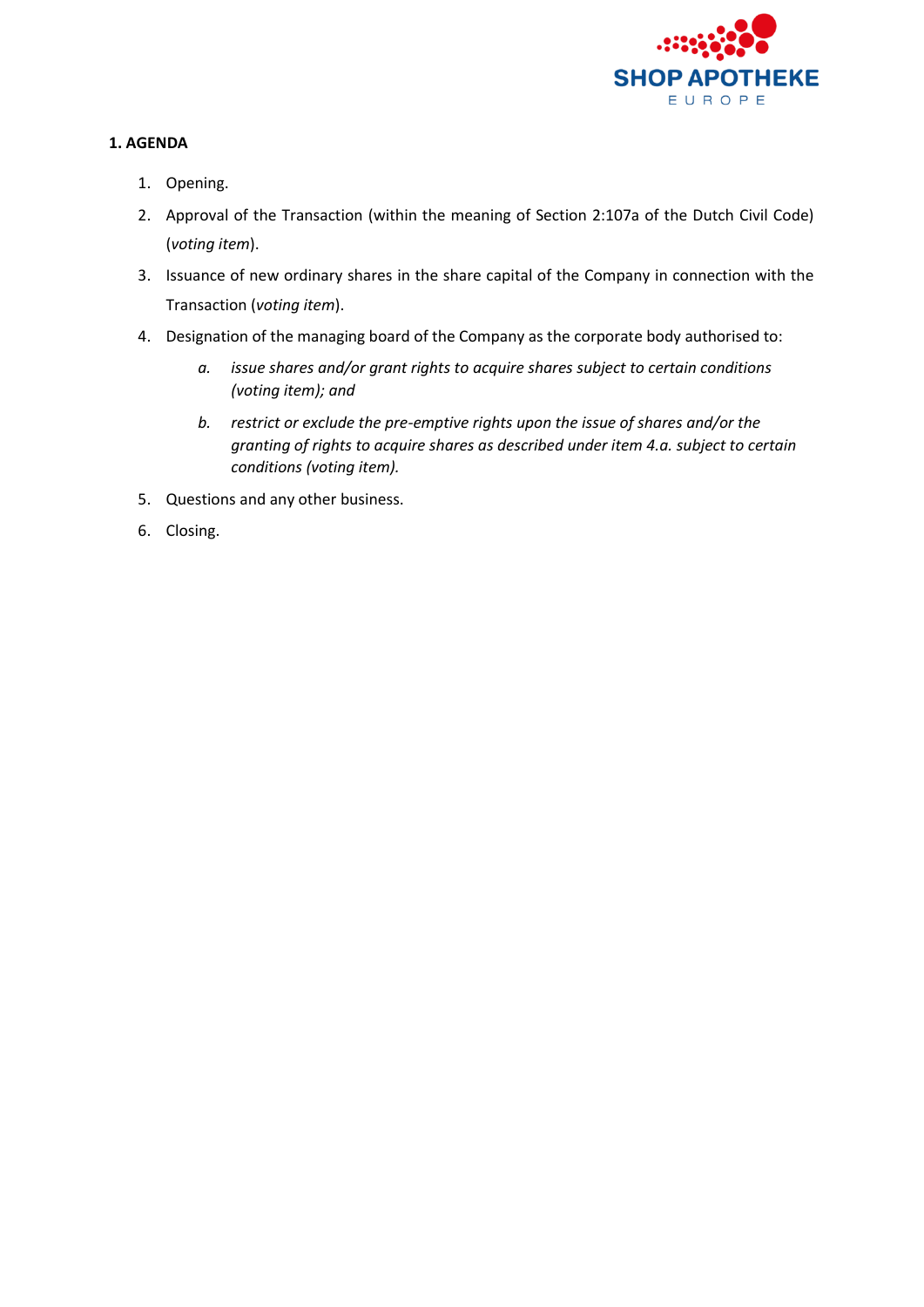## 1. AGENDA

1. Opening.
2. Approval of the Transaction (within the meaning of Section 2:107a of the Dutch Civil Code) (*voting item*).
3. Issuance of new ordinary shares in the share capital of the Company in connection with the Transaction (*voting item*).
4. Designation of the managing board of the Company as the corporate body authorised to:
    a. *issue shares and/or grant rights to acquire shares subject to certain conditions (voting item); and*
    b. *restrict or exclude the pre-emptive rights upon the issue of shares and/or the granting of rights to acquire shares as described under item 4.a. subject to certain conditions (voting item).*
5. Questions and any other business.
6. Closing.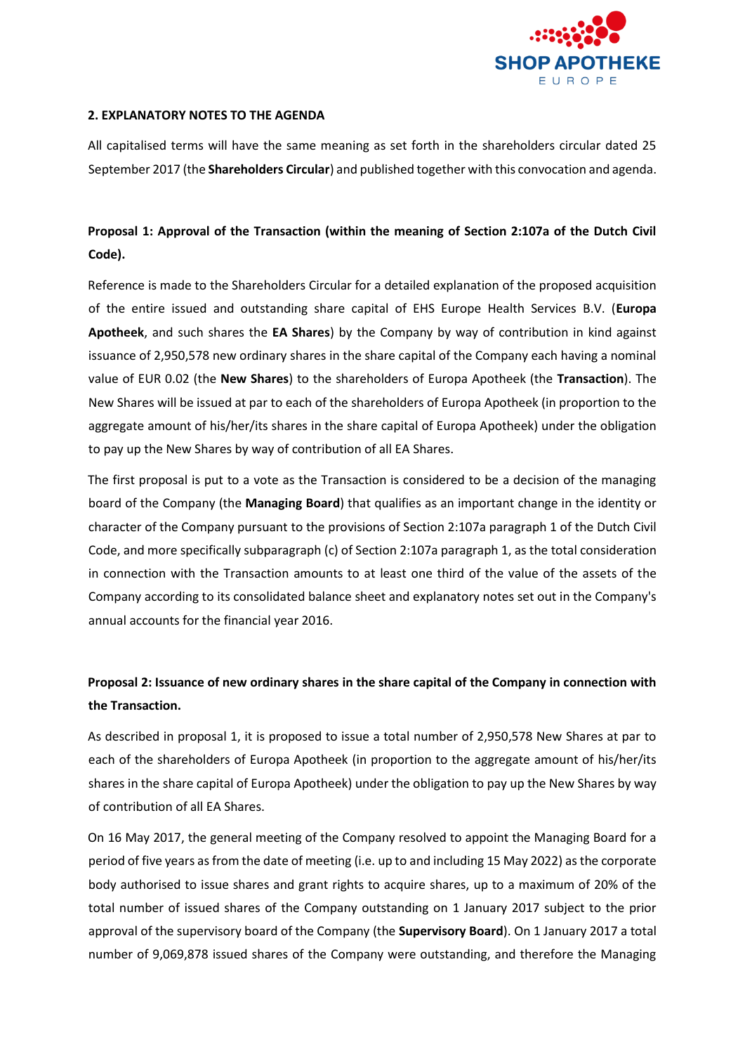## 2. EXPLANATORY NOTES TO THE AGENDA

All capitalised terms will have the same meaning as set forth in the shareholders circular dated 25 September 2017 (the **Shareholders Circular**) and published together with this convocation and agenda.

### Proposal 1: Approval of the Transaction (within the meaning of Section 2:107a of the Dutch Civil Code).

Reference is made to the Shareholders Circular for a detailed explanation of the proposed acquisition of the entire issued and outstanding share capital of EHS Europe Health Services B.V. (**Europa Apotheek**, and such shares the **EA Shares**) by the Company by way of contribution in kind against issuance of 2,950,578 new ordinary shares in the share capital of the Company each having a nominal value of EUR 0.02 (the **New Shares**) to the shareholders of Europa Apotheek (the **Transaction**). The New Shares will be issued at par to each of the shareholders of Europa Apotheek (in proportion to the aggregate amount of his/her/its shares in the share capital of Europa Apotheek) under the obligation to pay up the New Shares by way of contribution of all EA Shares.

The first proposal is put to a vote as the Transaction is considered to be a decision of the managing board of the Company (the **Managing Board**) that qualifies as an important change in the identity or character of the Company pursuant to the provisions of Section 2:107a paragraph 1 of the Dutch Civil Code, and more specifically subparagraph (c) of Section 2:107a paragraph 1, as the total consideration in connection with the Transaction amounts to at least one third of the value of the assets of the Company according to its consolidated balance sheet and explanatory notes set out in the Company's annual accounts for the financial year 2016.

### Proposal 2: Issuance of new ordinary shares in the share capital of the Company in connection with the Transaction.

As described in proposal 1, it is proposed to issue a total number of 2,950,578 New Shares at par to each of the shareholders of Europa Apotheek (in proportion to the aggregate amount of his/her/its shares in the share capital of Europa Apotheek) under the obligation to pay up the New Shares by way of contribution of all EA Shares.

On 16 May 2017, the general meeting of the Company resolved to appoint the Managing Board for a period of five years as from the date of meeting (i.e. up to and including 15 May 2022) as the corporate body authorised to issue shares and grant rights to acquire shares, up to a maximum of 20% of the total number of issued shares of the Company outstanding on 1 January 2017 subject to the prior approval of the supervisory board of the Company (the **Supervisory Board**). On 1 January 2017 a total number of 9,069,878 issued shares of the Company were outstanding, and therefore the Managing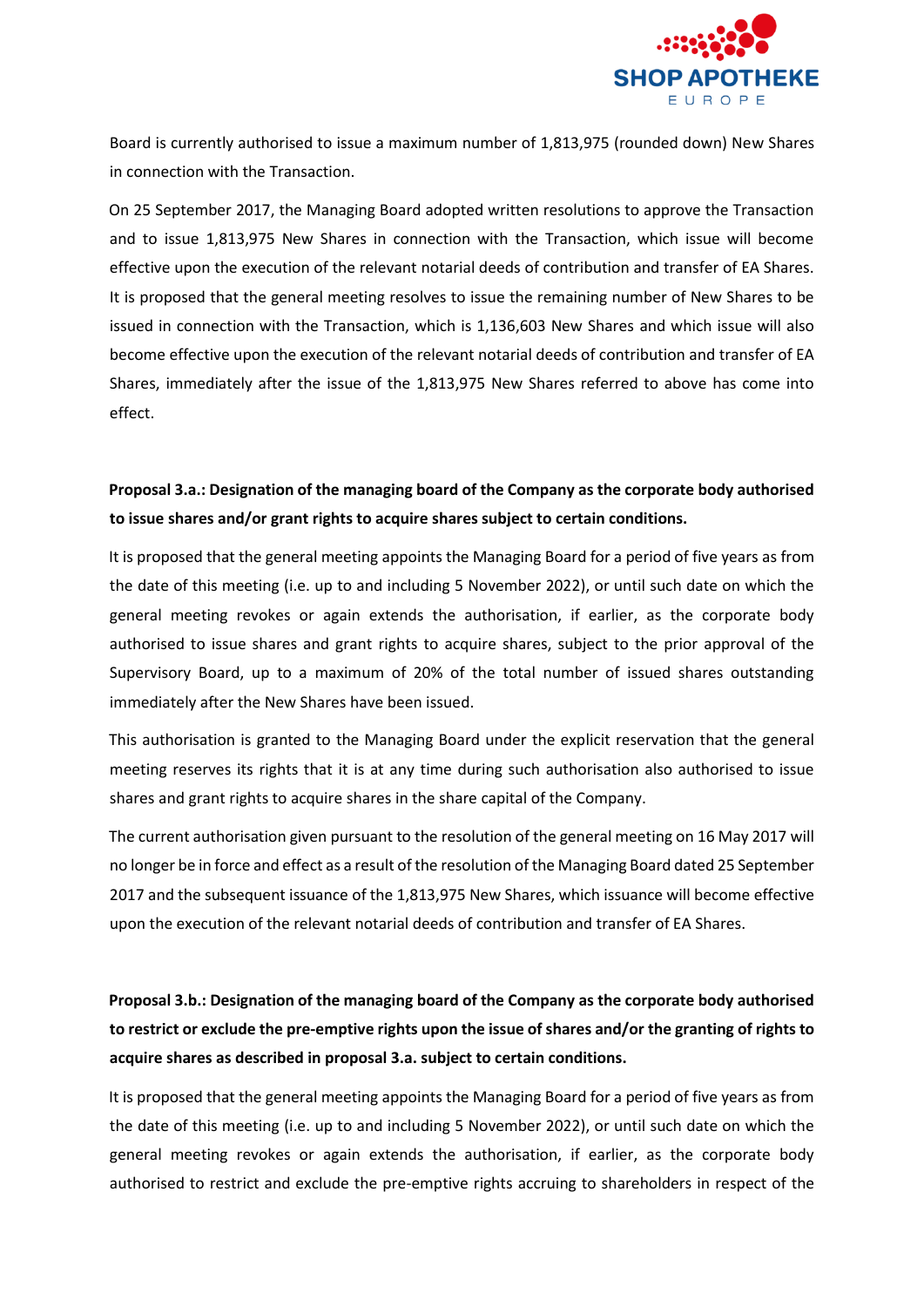Board is currently authorised to issue a maximum number of 1,813,975 (rounded down) New Shares in connection with the Transaction.

On 25 September 2017, the Managing Board adopted written resolutions to approve the Transaction and to issue 1,813,975 New Shares in connection with the Transaction, which issue will become effective upon the execution of the relevant notarial deeds of contribution and transfer of EA Shares. It is proposed that the general meeting resolves to issue the remaining number of New Shares to be issued in connection with the Transaction, which is 1,136,603 New Shares and which issue will also become effective upon the execution of the relevant notarial deeds of contribution and transfer of EA Shares, immediately after the issue of the 1,813,975 New Shares referred to above has come into effect.

**Proposal 3.a.: Designation of the managing board of the Company as the corporate body authorised to issue shares and/or grant rights to acquire shares subject to certain conditions.**

It is proposed that the general meeting appoints the Managing Board for a period of five years as from the date of this meeting (i.e. up to and including 5 November 2022), or until such date on which the general meeting revokes or again extends the authorisation, if earlier, as the corporate body authorised to issue shares and grant rights to acquire shares, subject to the prior approval of the Supervisory Board, up to a maximum of 20% of the total number of issued shares outstanding immediately after the New Shares have been issued.

This authorisation is granted to the Managing Board under the explicit reservation that the general meeting reserves its rights that it is at any time during such authorisation also authorised to issue shares and grant rights to acquire shares in the share capital of the Company.

The current authorisation given pursuant to the resolution of the general meeting on 16 May 2017 will no longer be in force and effect as a result of the resolution of the Managing Board dated 25 September 2017 and the subsequent issuance of the 1,813,975 New Shares, which issuance will become effective upon the execution of the relevant notarial deeds of contribution and transfer of EA Shares.

**Proposal 3.b.: Designation of the managing board of the Company as the corporate body authorised to restrict or exclude the pre-emptive rights upon the issue of shares and/or the granting of rights to acquire shares as described in proposal 3.a. subject to certain conditions.**

It is proposed that the general meeting appoints the Managing Board for a period of five years as from the date of this meeting (i.e. up to and including 5 November 2022), or until such date on which the general meeting revokes or again extends the authorisation, if earlier, as the corporate body authorised to restrict and exclude the pre-emptive rights accruing to shareholders in respect of the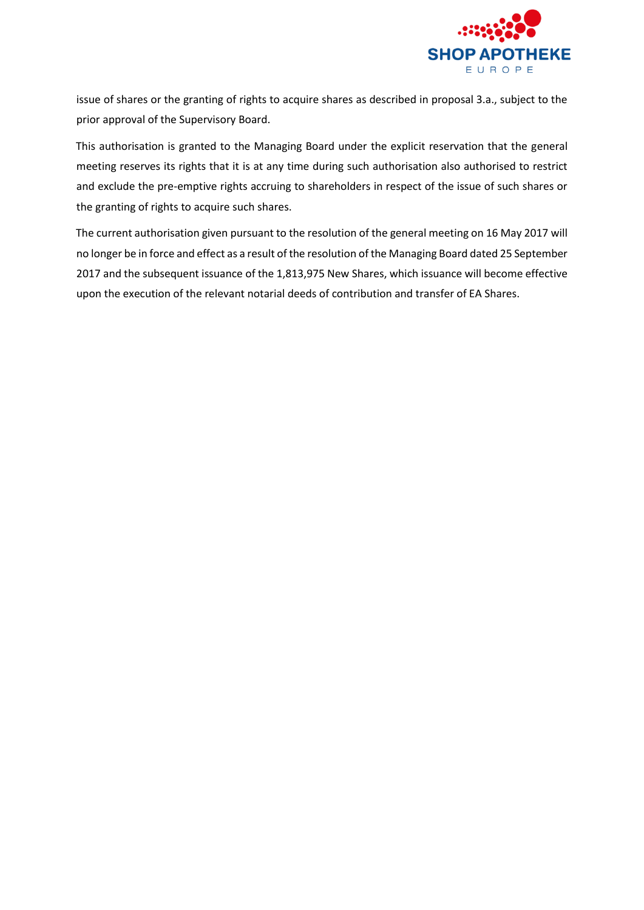issue of shares or the granting of rights to acquire shares as described in proposal 3.a., subject to the prior approval of the Supervisory Board.

This authorisation is granted to the Managing Board under the explicit reservation that the general meeting reserves its rights that it is at any time during such authorisation also authorised to restrict and exclude the pre-emptive rights accruing to shareholders in respect of the issue of such shares or the granting of rights to acquire such shares.

The current authorisation given pursuant to the resolution of the general meeting on 16 May 2017 will no longer be in force and effect as a result of the resolution of the Managing Board dated 25 September 2017 and the subsequent issuance of the 1,813,975 New Shares, which issuance will become effective upon the execution of the relevant notarial deeds of contribution and transfer of EA Shares.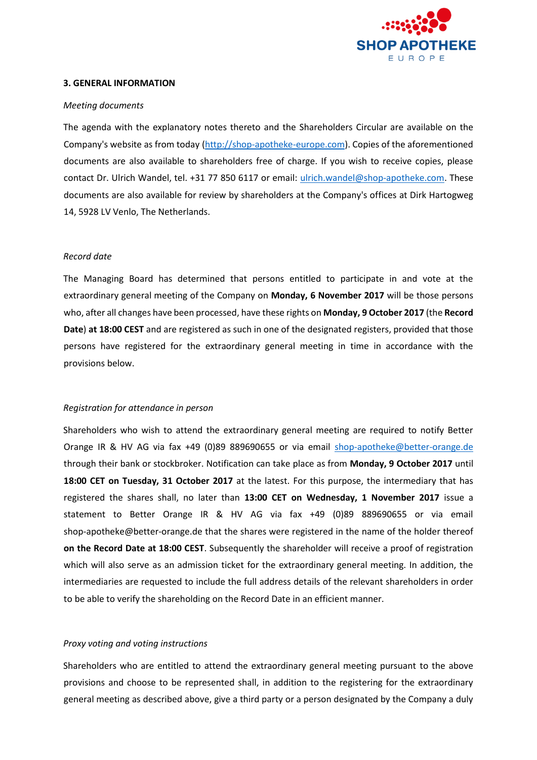### 3. GENERAL INFORMATION

*Meeting documents*

The agenda with the explanatory notes thereto and the Shareholders Circular are available on the Company's website as from today (http://shop-apotheke-europe.com). Copies of the aforementioned documents are also available to shareholders free of charge. If you wish to receive copies, please contact Dr. Ulrich Wandel, tel. +31 77 850 6117 or email: ulrich.wandel@shop-apotheke.com. These documents are also available for review by shareholders at the Company's offices at Dirk Hartogweg 14, 5928 LV Venlo, The Netherlands.

*Record date*

The Managing Board has determined that persons entitled to participate in and vote at the extraordinary general meeting of the Company on **Monday, 6 November 2017** will be those persons who, after all changes have been processed, have these rights on **Monday, 9 October 2017** (the **Record Date**) **at 18:00 CEST** and are registered as such in one of the designated registers, provided that those persons have registered for the extraordinary general meeting in time in accordance with the provisions below.

*Registration for attendance in person*

Shareholders who wish to attend the extraordinary general meeting are required to notify Better Orange IR & HV AG via fax +49 (0)89 889690655 or via email shop-apotheke@better-orange.de through their bank or stockbroker. Notification can take place as from **Monday, 9 October 2017** until **18:00 CET on Tuesday, 31 October 2017** at the latest. For this purpose, the intermediary that has registered the shares shall, no later than **13:00 CET on Wednesday, 1 November 2017** issue a statement to Better Orange IR & HV AG via fax +49 (0)89 889690655 or via email shop-apotheke@better-orange.de that the shares were registered in the name of the holder thereof **on the Record Date at 18:00 CEST**. Subsequently the shareholder will receive a proof of registration which will also serve as an admission ticket for the extraordinary general meeting. In addition, the intermediaries are requested to include the full address details of the relevant shareholders in order to be able to verify the shareholding on the Record Date in an efficient manner.

*Proxy voting and voting instructions*

Shareholders who are entitled to attend the extraordinary general meeting pursuant to the above provisions and choose to be represented shall, in addition to the registering for the extraordinary general meeting as described above, give a third party or a person designated by the Company a duly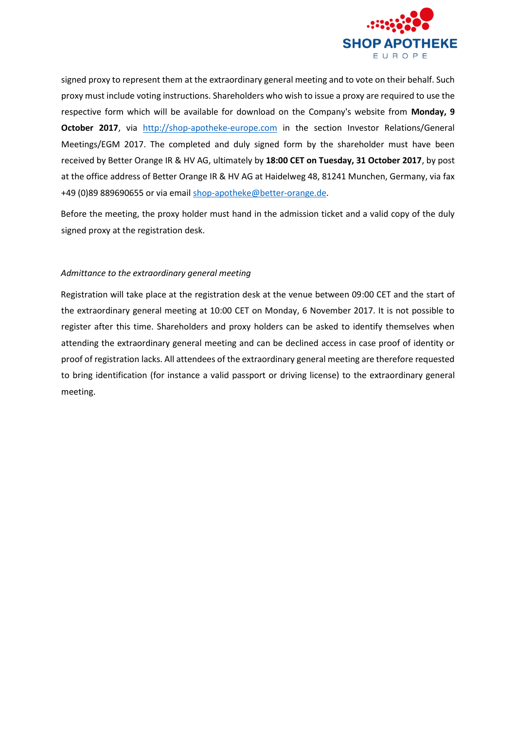signed proxy to represent them at the extraordinary general meeting and to vote on their behalf. Such proxy must include voting instructions. Shareholders who wish to issue a proxy are required to use the respective form which will be available for download on the Company's website from **Monday, 9 October 2017**, via http://shop-apotheke-europe.com in the section Investor Relations/General Meetings/EGM 2017. The completed and duly signed form by the shareholder must have been received by Better Orange IR & HV AG, ultimately by **18:00 CET on Tuesday, 31 October 2017**, by post at the office address of Better Orange IR & HV AG at Haidelweg 48, 81241 Munchen, Germany, via fax +49 (0)89 889690655 or via email shop-apotheke@better-orange.de.

Before the meeting, the proxy holder must hand in the admission ticket and a valid copy of the duly signed proxy at the registration desk.

*Admittance to the extraordinary general meeting*

Registration will take place at the registration desk at the venue between 09:00 CET and the start of the extraordinary general meeting at 10:00 CET on Monday, 6 November 2017. It is not possible to register after this time. Shareholders and proxy holders can be asked to identify themselves when attending the extraordinary general meeting and can be declined access in case proof of identity or proof of registration lacks. All attendees of the extraordinary general meeting are therefore requested to bring identification (for instance a valid passport or driving license) to the extraordinary general meeting.